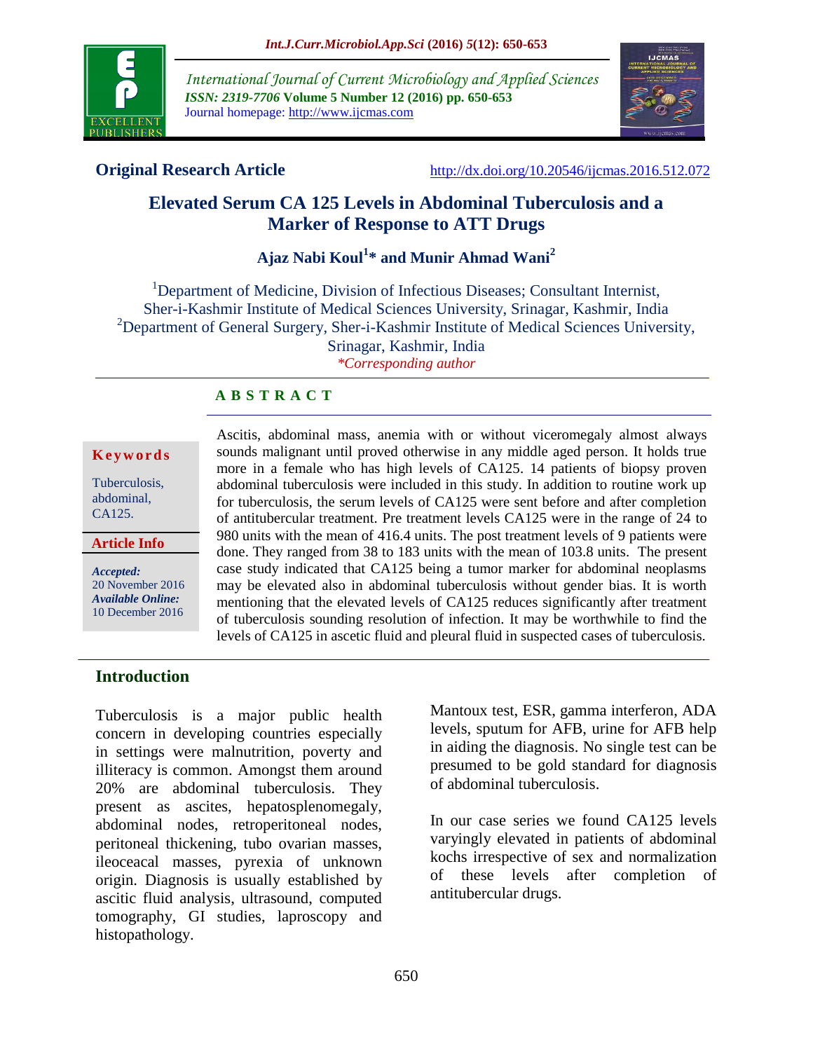International Journal of Current Microbiology and Applied Sciences
*ISSN: 2319-7706* **Volume 5 Number 12 (2016) pp. 650-653**
Journal homepage: http://www.ijcmas.com

**Original Research Article** http://dx.doi.org/10.20546/ijcmas.2016.512.072

# Elevated Serum CA 125 Levels in Abdominal Tuberculosis and a Marker of Response to ATT Drugs

**Ajaz Nabi Koul[1]* and Munir Ahmad Wani[2]**

[1]Department of Medicine, Division of Infectious Diseases; Consultant Internist, Sher-i-Kashmir Institute of Medical Sciences University, Srinagar, Kashmir, India
[2]Department of General Surgery, Sher-i-Kashmir Institute of Medical Sciences University, Srinagar, Kashmir, India
*\*Corresponding author*

## ABSTRACT

**Keywords**

Tuberculosis, abdominal, CA125.

**Article Info**

***Accepted:*** 20 November 2016
***Available Online:*** 10 December 2016

Ascitis, abdominal mass, anemia with or without viceromegaly almost always sounds malignant until proved otherwise in any middle aged person. It holds true more in a female who has high levels of CA125. 14 patients of biopsy proven abdominal tuberculosis were included in this study. In addition to routine work up for tuberculosis, the serum levels of CA125 were sent before and after completion of antitubercular treatment. Pre treatment levels CA125 were in the range of 24 to 980 units with the mean of 416.4 units. The post treatment levels of 9 patients were done. They ranged from 38 to 183 units with the mean of 103.8 units. The present case study indicated that CA125 being a tumor marker for abdominal neoplasms may be elevated also in abdominal tuberculosis without gender bias. It is worth mentioning that the elevated levels of CA125 reduces significantly after treatment of tuberculosis sounding resolution of infection. It may be worthwhile to find the levels of CA125 in ascetic fluid and pleural fluid in suspected cases of tuberculosis.

## Introduction

Tuberculosis is a major public health concern in developing countries especially in settings were malnutrition, poverty and illiteracy is common. Amongst them around 20% are abdominal tuberculosis. They present as ascites, hepatosplenomegaly, abdominal nodes, retroperitoneal nodes, peritoneal thickening, tubo ovarian masses, ileoceacal masses, pyrexia of unknown origin. Diagnosis is usually established by ascitic fluid analysis, ultrasound, computed tomography, GI studies, laproscopy and histopathology. Mantoux test, ESR, gamma interferon, ADA levels, sputum for AFB, urine for AFB help in aiding the diagnosis. No single test can be presumed to be gold standard for diagnosis of abdominal tuberculosis.

In our case series we found CA125 levels varyingly elevated in patients of abdominal kochs irrespective of sex and normalization of these levels after completion of antitubercular drugs.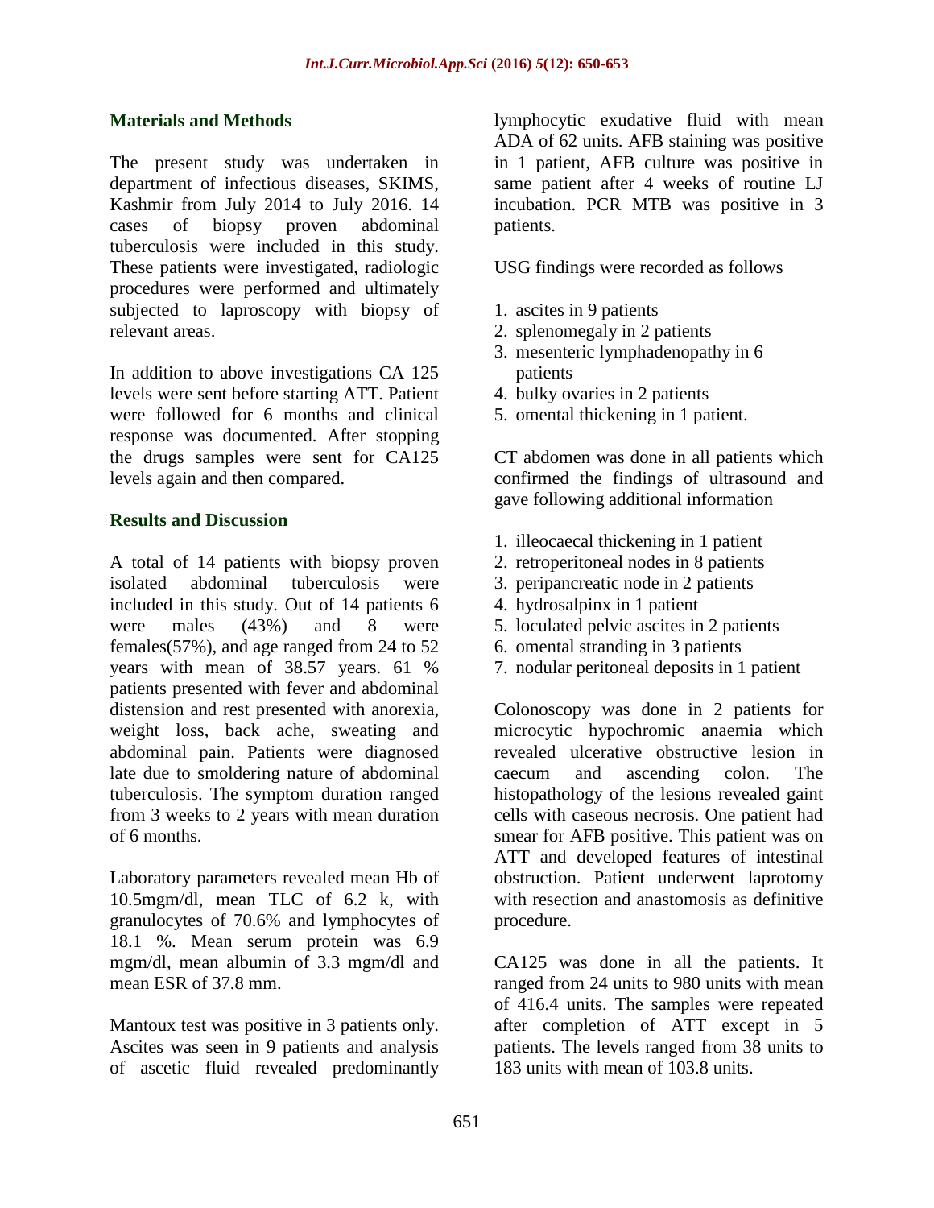## Materials and Methods

The present study was undertaken in department of infectious diseases, SKIMS, Kashmir from July 2014 to July 2016. 14 cases of biopsy proven abdominal tuberculosis were included in this study. These patients were investigated, radiologic procedures were performed and ultimately subjected to laproscopy with biopsy of relevant areas.

In addition to above investigations CA 125 levels were sent before starting ATT. Patient were followed for 6 months and clinical response was documented. After stopping the drugs samples were sent for CA125 levels again and then compared.

## Results and Discussion

A total of 14 patients with biopsy proven isolated abdominal tuberculosis were included in this study. Out of 14 patients 6 were males (43%) and 8 were females(57%), and age ranged from 24 to 52 years with mean of 38.57 years. 61 % patients presented with fever and abdominal distension and rest presented with anorexia, weight loss, back ache, sweating and abdominal pain. Patients were diagnosed late due to smoldering nature of abdominal tuberculosis. The symptom duration ranged from 3 weeks to 2 years with mean duration of 6 months.

Laboratory parameters revealed mean Hb of 10.5mgm/dl, mean TLC of 6.2 k, with granulocytes of 70.6% and lymphocytes of 18.1 %. Mean serum protein was 6.9 mgm/dl, mean albumin of 3.3 mgm/dl and mean ESR of 37.8 mm.

Mantoux test was positive in 3 patients only. Ascites was seen in 9 patients and analysis of ascetic fluid revealed predominantly lymphocytic exudative fluid with mean ADA of 62 units. AFB staining was positive in 1 patient, AFB culture was positive in same patient after 4 weeks of routine LJ incubation. PCR MTB was positive in 3 patients.

USG findings were recorded as follows

1. ascites in 9 patients
2. splenomegaly in 2 patients
3. mesenteric lymphadenopathy in 6 patients
4. bulky ovaries in 2 patients
5. omental thickening in 1 patient.

CT abdomen was done in all patients which confirmed the findings of ultrasound and gave following additional information

1. illeocaecal thickening in 1 patient
2. retroperitoneal nodes in 8 patients
3. peripancreatic node in 2 patients
4. hydrosalpinx in 1 patient
5. loculated pelvic ascites in 2 patients
6. omental stranding in 3 patients
7. nodular peritoneal deposits in 1 patient

Colonoscopy was done in 2 patients for microcytic hypochromic anaemia which revealed ulcerative obstructive lesion in caecum and ascending colon. The histopathology of the lesions revealed gaint cells with caseous necrosis. One patient had smear for AFB positive. This patient was on ATT and developed features of intestinal obstruction. Patient underwent laprotomy with resection and anastomosis as definitive procedure.

CA125 was done in all the patients. It ranged from 24 units to 980 units with mean of 416.4 units. The samples were repeated after completion of ATT except in 5 patients. The levels ranged from 38 units to 183 units with mean of 103.8 units.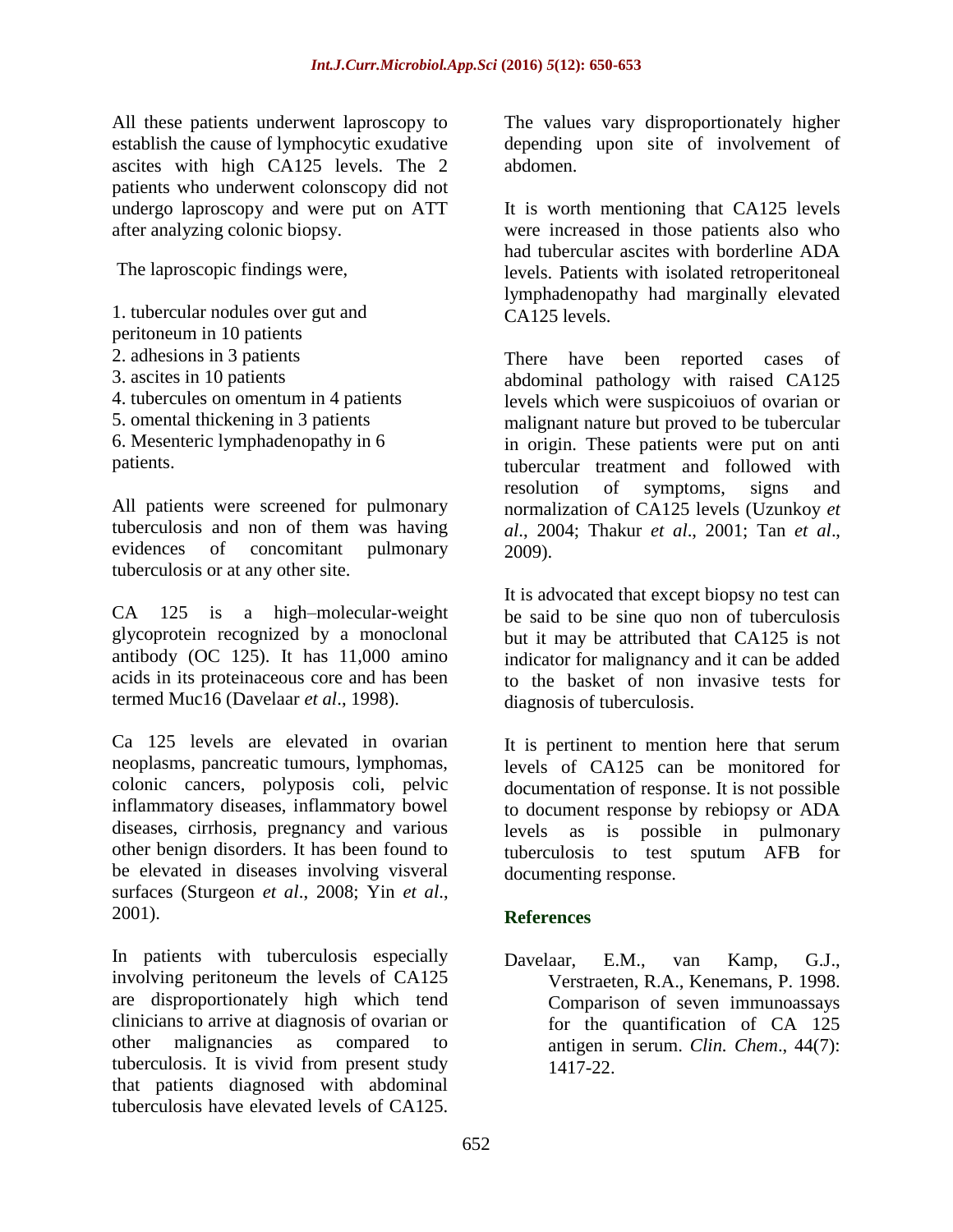All these patients underwent laproscopy to establish the cause of lymphocytic exudative ascites with high CA125 levels. The 2 patients who underwent colonscopy did not undergo laproscopy and were put on ATT after analyzing colonic biopsy.

The laproscopic findings were,

1. tubercular nodules over gut and peritoneum in 10 patients
2. adhesions in 3 patients
3. ascites in 10 patients
4. tubercules on omentum in 4 patients
5. omental thickening in 3 patients
6. Mesenteric lymphadenopathy in 6 patients.

All patients were screened for pulmonary tuberculosis and non of them was having evidences of concomitant pulmonary tuberculosis or at any other site.

CA 125 is a high–molecular-weight glycoprotein recognized by a monoclonal antibody (OC 125). It has 11,000 amino acids in its proteinaceous core and has been termed Muc16 (Davelaar *et al*., 1998).

Ca 125 levels are elevated in ovarian neoplasms, pancreatic tumours, lymphomas, colonic cancers, polyposis coli, pelvic inflammatory diseases, inflammatory bowel diseases, cirrhosis, pregnancy and various other benign disorders. It has been found to be elevated in diseases involving visveral surfaces (Sturgeon *et al*., 2008; Yin *et al*., 2001).

In patients with tuberculosis especially involving peritoneum the levels of CA125 are disproportionately high which tend clinicians to arrive at diagnosis of ovarian or other malignancies as compared to tuberculosis. It is vivid from present study that patients diagnosed with abdominal tuberculosis have elevated levels of CA125. The values vary disproportionately higher depending upon site of involvement of abdomen.

It is worth mentioning that CA125 levels were increased in those patients also who had tubercular ascites with borderline ADA levels. Patients with isolated retroperitoneal lymphadenopathy had marginally elevated CA125 levels.

There have been reported cases of abdominal pathology with raised CA125 levels which were suspicoiuos of ovarian or malignant nature but proved to be tubercular in origin. These patients were put on anti tubercular treatment and followed with resolution of symptoms, signs and normalization of CA125 levels (Uzunkoy *et al*., 2004; Thakur *et al*., 2001; Tan *et al*., 2009).

It is advocated that except biopsy no test can be said to be sine quo non of tuberculosis but it may be attributed that CA125 is not indicator for malignancy and it can be added to the basket of non invasive tests for diagnosis of tuberculosis.

It is pertinent to mention here that serum levels of CA125 can be monitored for documentation of response. It is not possible to document response by rebiopsy or ADA levels as is possible in pulmonary tuberculosis to test sputum AFB for documenting response.

## References

Davelaar, E.M., van Kamp, G.J., Verstraeten, R.A., Kenemans, P. 1998. Comparison of seven immunoassays for the quantification of CA 125 antigen in serum. *Clin. Chem*., 44(7): 1417-22.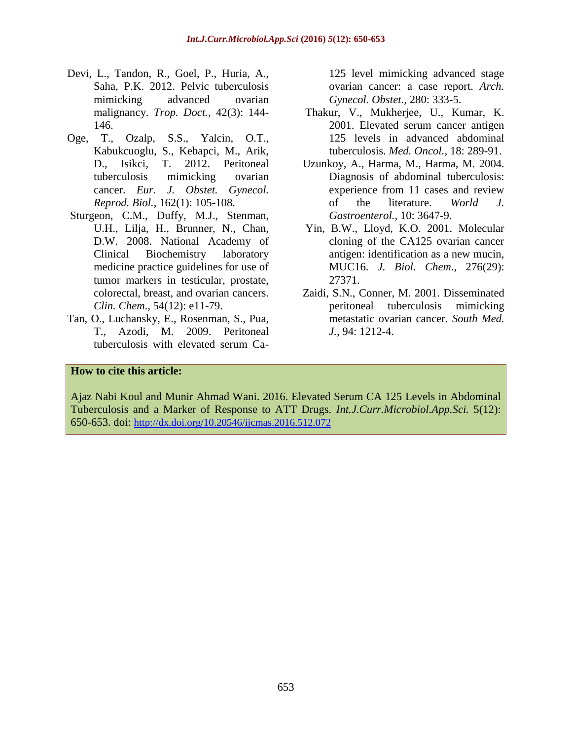Devi, L., Tandon, R., Goel, P., Huria, A., Saha, P.K. 2012. Pelvic tuberculosis mimicking advanced ovarian malignancy. *Trop. Doct.,* 42(3): 144-146.

Oge, T., Ozalp, S.S., Yalcin, O.T., Kabukcuoglu, S., Kebapci, M., Arik, D., Isikci, T. 2012. Peritoneal tuberculosis mimicking ovarian cancer. *Eur. J. Obstet. Gynecol. Reprod. Biol.,* 162(1): 105-108.

Sturgeon, C.M., Duffy, M.J., Stenman, U.H., Lilja, H., Brunner, N., Chan, D.W. 2008. National Academy of Clinical Biochemistry laboratory medicine practice guidelines for use of tumor markers in testicular, prostate, colorectal, breast, and ovarian cancers. *Clin. Chem*., 54(12): e11-79.

Tan, O., Luchansky, E., Rosenman, S., Pua, T., Azodi, M. 2009. Peritoneal tuberculosis with elevated serum Ca-125 level mimicking advanced stage ovarian cancer: a case report. *Arch. Gynecol. Obstet.,* 280: 333-5.

Thakur, V., Mukherjee, U., Kumar, K. 2001. Elevated serum cancer antigen 125 levels in advanced abdominal tuberculosis. *Med. Oncol.,* 18: 289-91.

Uzunkoy, A., Harma, M., Harma, M. 2004. Diagnosis of abdominal tuberculosis: experience from 11 cases and review of the literature. *World J. Gastroenterol.,* 10: 3647-9.

Yin, B.W., Lloyd, K.O. 2001. Molecular cloning of the CA125 ovarian cancer antigen: identification as a new mucin, MUC16. *J. Biol. Chem*., 276(29): 27371.

Zaidi, S.N., Conner, M. 2001. Disseminated peritoneal tuberculosis mimicking metastatic ovarian cancer. *South Med. J.,* 94: 1212-4.

**How to cite this article:**

Ajaz Nabi Koul and Munir Ahmad Wani. 2016. Elevated Serum CA 125 Levels in Abdominal Tuberculosis and a Marker of Response to ATT Drugs. *Int.J.Curr.Microbiol.App.Sci.* 5(12): 650-653. doi: http://dx.doi.org/10.20546/ijcmas.2016.512.072